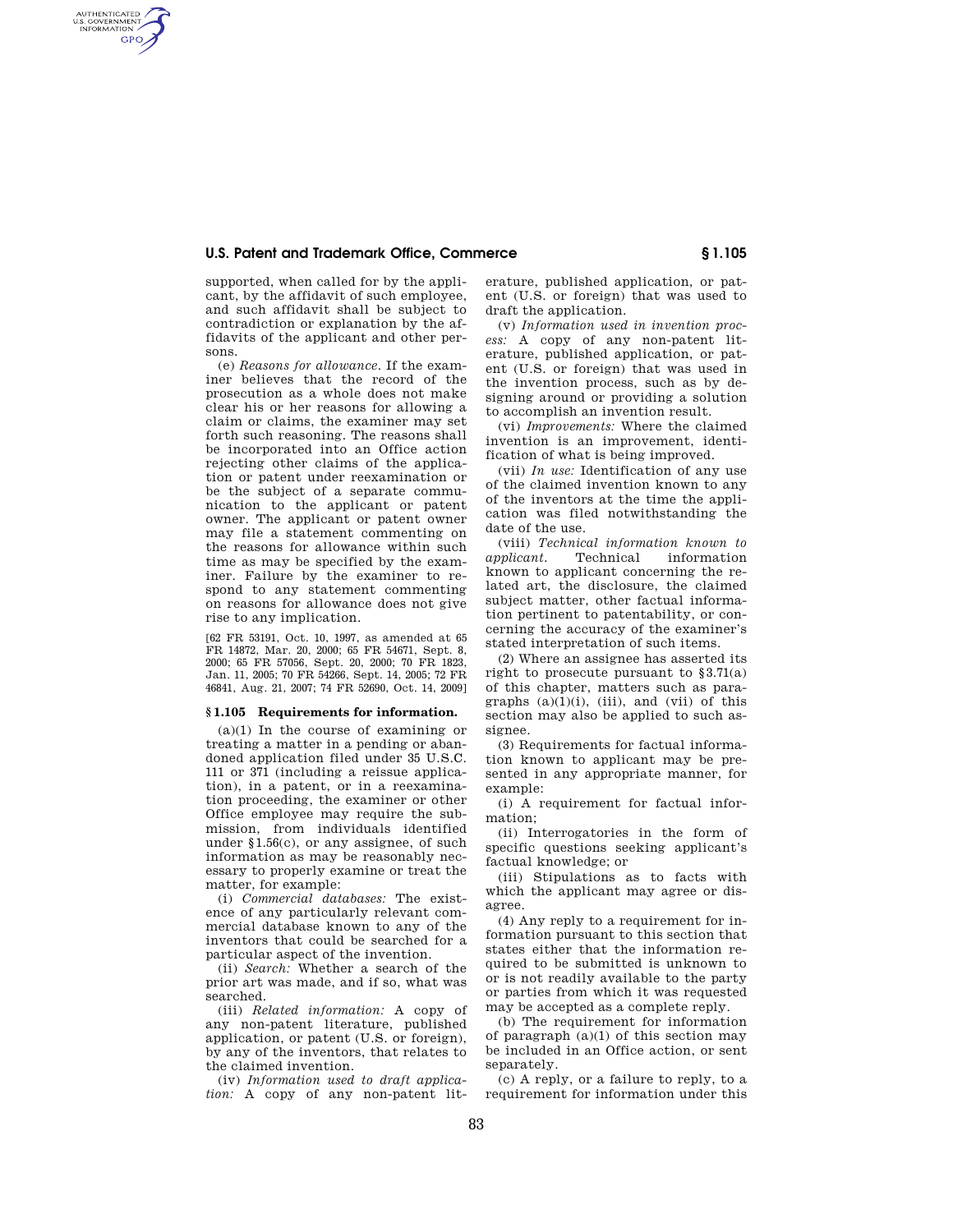supported, when called for by the applicant, by the affidavit of such employee, and such affidavit shall be subject to contradiction or explanation by the affidavits of the applicant and other persons.

(e) *Reasons for allowance.* If the examiner believes that the record of the prosecution as a whole does not make clear his or her reasons for allowing a claim or claims, the examiner may set forth such reasoning. The reasons shall be incorporated into an Office action rejecting other claims of the application or patent under reexamination or be the subject of a separate communication to the applicant or patent owner. The applicant or patent owner may file a statement commenting on the reasons for allowance within such time as may be specified by the examiner. Failure by the examiner to respond to any statement commenting on reasons for allowance does not give rise to any implication.

[62 FR 53191, Oct. 10, 1997, as amended at 65 FR 14872, Mar. 20, 2000; 65 FR 54671, Sept. 8, 2000; 65 FR 57056, Sept. 20, 2000; 70 FR 1823, Jan. 11, 2005; 70 FR 54266, Sept. 14, 2005; 72 FR 46841, Aug. 21, 2007; 74 FR 52690, Oct. 14, 2009]

### § 1.105 Requirements for information.

(a)(1) In the course of examining or treating a matter in a pending or abandoned application filed under 35 U.S.C. 111 or 371 (including a reissue application), in a patent, or in a reexamination proceeding, the examiner or other Office employee may require the submission, from individuals identified under §1.56(c), or any assignee, of such information as may be reasonably necessary to properly examine or treat the matter, for example:

(i) *Commercial databases:* The existence of any particularly relevant commercial database known to any of the inventors that could be searched for a particular aspect of the invention.

(ii) *Search:* Whether a search of the prior art was made, and if so, what was searched.

(iii) *Related information:* A copy of any non-patent literature, published application, or patent (U.S. or foreign), by any of the inventors, that relates to the claimed invention.

(iv) *Information used to draft application:* A copy of any non-patent literature, published application, or patent (U.S. or foreign) that was used to draft the application.

(v) *Information used in invention process:* A copy of any non-patent literature, published application, or patent (U.S. or foreign) that was used in the invention process, such as by designing around or providing a solution to accomplish an invention result.

(vi) *Improvements:* Where the claimed invention is an improvement, identification of what is being improved.

(vii) *In use:* Identification of any use of the claimed invention known to any of the inventors at the time the application was filed notwithstanding the date of the use.

(viii) *Technical information known to applicant.* Technical information known to applicant concerning the related art, the disclosure, the claimed subject matter, other factual information pertinent to patentability, or concerning the accuracy of the examiner's stated interpretation of such items.

(2) Where an assignee has asserted its right to prosecute pursuant to §3.71(a) of this chapter, matters such as paragraphs (a)(1)(i), (iii), and (vii) of this section may also be applied to such assignee.

(3) Requirements for factual information known to applicant may be presented in any appropriate manner, for example:

(i) A requirement for factual information;

(ii) Interrogatories in the form of specific questions seeking applicant's factual knowledge; or

(iii) Stipulations as to facts with which the applicant may agree or disagree.

(4) Any reply to a requirement for information pursuant to this section that states either that the information required to be submitted is unknown to or is not readily available to the party or parties from which it was requested may be accepted as a complete reply.

(b) The requirement for information of paragraph (a)(1) of this section may be included in an Office action, or sent separately.

(c) A reply, or a failure to reply, to a requirement for information under this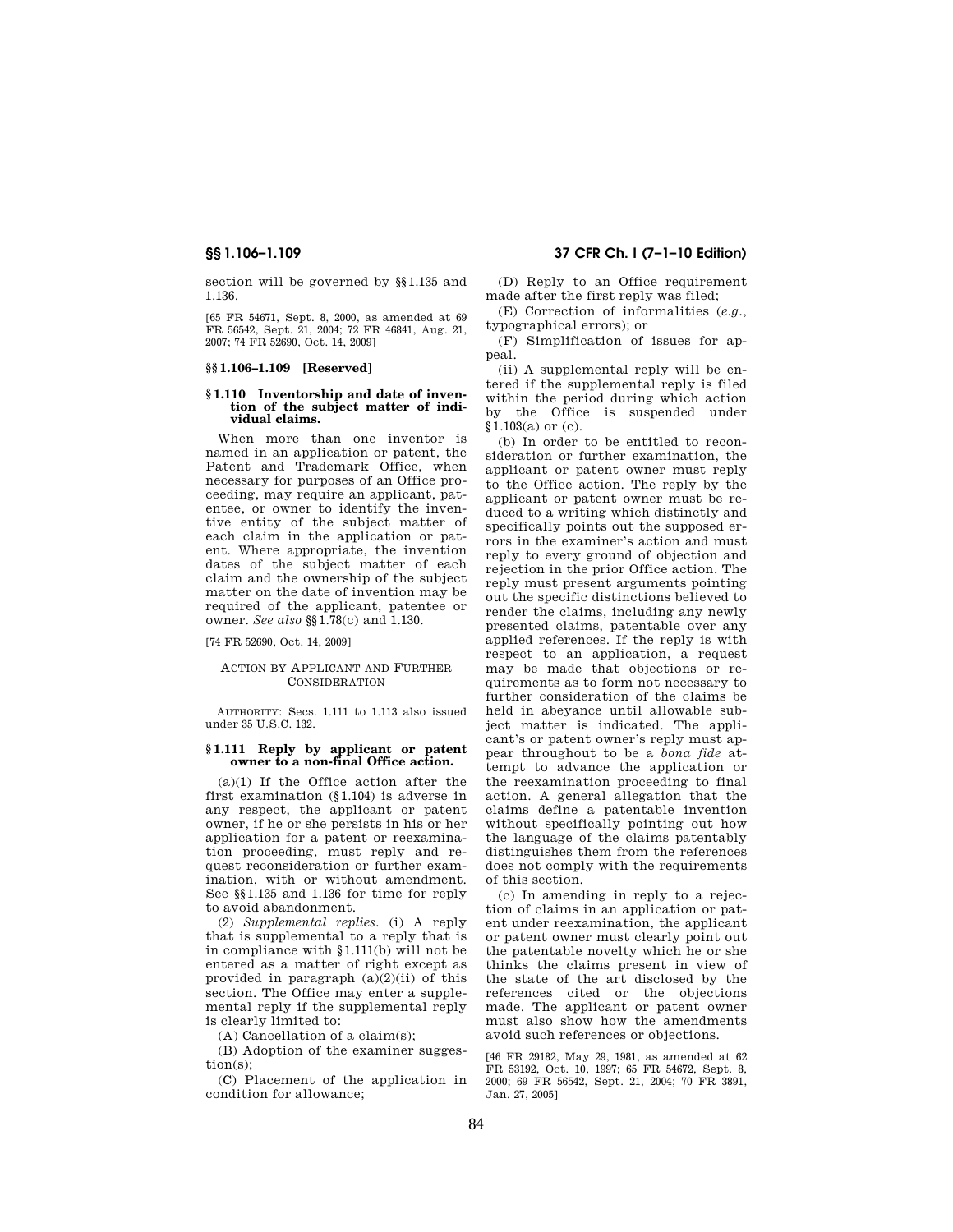section will be governed by §§1.135 and 1.136.

[65 FR 54671, Sept. 8, 2000, as amended at 69 FR 56542, Sept. 21, 2004; 72 FR 46841, Aug. 21, 2007; 74 FR 52690, Oct. 14, 2009]

### §§1.106–1.109 [Reserved]

### §1.110 Inventorship and date of invention of the subject matter of individual claims.

When more than one inventor is named in an application or patent, the Patent and Trademark Office, when necessary for purposes of an Office proceeding, may require an applicant, patentee, or owner to identify the inventive entity of the subject matter of each claim in the application or patent. Where appropriate, the invention dates of the subject matter of each claim and the ownership of the subject matter on the date of invention may be required of the applicant, patentee or owner. *See also* §§1.78(c) and 1.130.

[74 FR 52690, Oct. 14, 2009]

## ACTION BY APPLICANT AND FURTHER CONSIDERATION

AUTHORITY: Secs. 1.111 to 1.113 also issued under 35 U.S.C. 132.

### §1.111 Reply by applicant or patent owner to a non-final Office action.

(a)(1) If the Office action after the first examination (§1.104) is adverse in any respect, the applicant or patent owner, if he or she persists in his or her application for a patent or reexamination proceeding, must reply and request reconsideration or further examination, with or without amendment. See §§1.135 and 1.136 for time for reply to avoid abandonment.

(2) *Supplemental replies.* (i) A reply that is supplemental to a reply that is in compliance with §1.111(b) will not be entered as a matter of right except as provided in paragraph (a)(2)(ii) of this section. The Office may enter a supplemental reply if the supplemental reply is clearly limited to:

(A) Cancellation of a claim(s);

(B) Adoption of the examiner suggestion(s);

(C) Placement of the application in condition for allowance;

(D) Reply to an Office requirement made after the first reply was filed;

(E) Correction of informalities (*e.g.*, typographical errors); or

(F) Simplification of issues for appeal.

(ii) A supplemental reply will be entered if the supplemental reply is filed within the period during which action by the Office is suspended under §1.103(a) or (c).

(b) In order to be entitled to reconsideration or further examination, the applicant or patent owner must reply to the Office action. The reply by the applicant or patent owner must be reduced to a writing which distinctly and specifically points out the supposed errors in the examiner's action and must reply to every ground of objection and rejection in the prior Office action. The reply must present arguments pointing out the specific distinctions believed to render the claims, including any newly presented claims, patentable over any applied references. If the reply is with respect to an application, a request may be made that objections or requirements as to form not necessary to further consideration of the claims be held in abeyance until allowable subject matter is indicated. The applicant's or patent owner's reply must appear throughout to be a *bona fide* attempt to advance the application or the reexamination proceeding to final action. A general allegation that the claims define a patentable invention without specifically pointing out how the language of the claims patentably distinguishes them from the references does not comply with the requirements of this section.

(c) In amending in reply to a rejection of claims in an application or patent under reexamination, the applicant or patent owner must clearly point out the patentable novelty which he or she thinks the claims present in view of the state of the art disclosed by the references cited or the objections made. The applicant or patent owner must also show how the amendments avoid such references or objections.

[46 FR 29182, May 29, 1981, as amended at 62 FR 53192, Oct. 10, 1997; 65 FR 54672, Sept. 8, 2000; 69 FR 56542, Sept. 21, 2004; 70 FR 3891, Jan. 27, 2005]